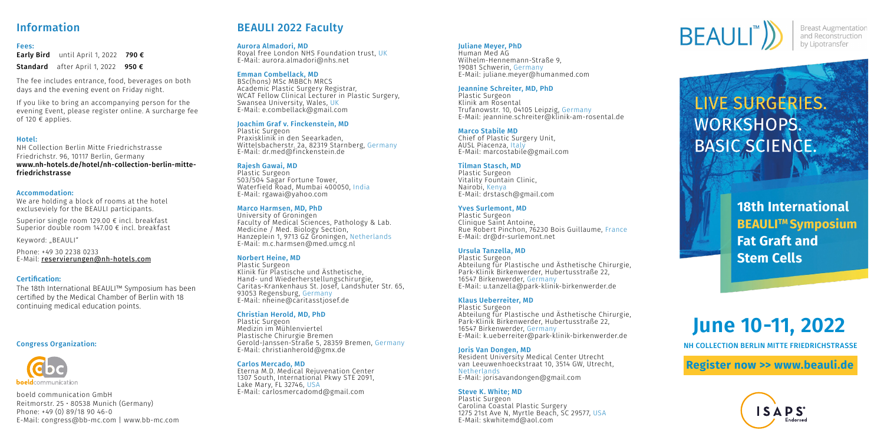## Information

**Fees:**

**Early Bird** until April 1, 2022 **790 €**

**Standard** after April 1, 2022 **950 €**

The fee includes entrance, food, beverages on both days and the evening event on Friday night.

If you like to bring an accompanying person for the evening Event, please register online. A surcharge fee of 120 € applies.

**Hotel:**

NH Collection Berlin Mitte Friedrichstrasse
Friedrichstr. 96, 10117 Berlin, Germany
**www.nh-hotels.de/hotel/nh-collection-berlin-mitte-friedrichstrasse**

**Accommodation:**

We are holding a block of rooms at the hotel excluseviely for the BEAULI participants.

Superior single room 129.00 € incl. breakfast
Superior double room 147.00 € incl. breakfast

Keyword: „BEAULI"

Phone: +49 30 2238 0233
E-Mail: reservierungen@nh-hotels.com

**Certification:**

The 18th International BEAULI™ Symposium has been certified by the Medical Chamber of Berlin with 18 continuing medical education points.

**Congress Organization:**

boeld communication GmbH
Reitmorstr. 25 • 80538 Munich (Germany)
Phone: +49 (0) 89/18 90 46-0
E-Mail: congress@bb-mc.com | www.bb-mc.com

## BEAULI 2022 Faculty

**Aurora Almadori, MD**
Royal free London NHS Foundation trust, UK
E-Mail: aurora.almadori@nhs.net

**Emman Combellack, MD**
BSc(hons) MSc MBBCh MRCS
Academic Plastic Surgery Registrar,
WCAT Fellow Clinical Lecturer in Plastic Surgery,
Swansea University, Wales, UK
E-Mail: e.combellack@gmail.com

**Joachim Graf v. Finckenstein, MD**
Plastic Surgeon
Praxisklinik in den Seearkaden,
Wittelsbacherstr. 2a, 82319 Starnberg, Germany
E-Mail: dr.med@finckenstein.de

**Rajesh Gawai, MD**
Plastic Surgeon
503/504 Sagar Fortune Tower,
Waterfield Road, Mumbai 400050, India
E-Mail: rgawai@yahoo.com

**Marco Harmsen, MD, PhD**
University of Groningen
Faculty of Medical Sciences, Pathology & Lab. Medicine / Med. Biology Section,
Hanzeplein 1, 9713 GZ Groningen, Netherlands
E-Mail: m.c.harmsen@med.umcg.nl

**Norbert Heine, MD**
Plastic Surgeon
Klinik für Plastische und Ästhetische, Hand- und Wiederherstellungschirurgie,
Caritas-Krankenhaus St. Josef, Landshuter Str. 65,
93053 Regensburg, Germany
E-Mail: nheine@caritasstjosef.de

**Christian Herold, MD, PhD**
Plastic Surgeon
Medizin im Mühlenviertel
Plastische Chirurgie Bremen
Gerold-Janssen-Straße 5, 28359 Bremen, Germany
E-Mail: christianherold@gmx.de

**Carlos Mercado, MD**
Eterna M.D. Medical Rejuvenation Center
1307 South, International Pkwy STE 2091,
Lake Mary, FL 32746, USA
E-Mail: carlosmercadomd@gmail.com

**Juliane Meyer, PhD**
Human Med AG
Wilhelm-Hennemann-Straße 9,
19081 Schwerin, Germany
E-Mail: juliane.meyer@humanmed.com

**Jeannine Schreiter, MD, PhD**
Plastic Surgeon
Klinik am Rosental
Trufanowstr. 10, 04105 Leipzig, Germany
E-Mail: jeannine.schreiter@klinik-am-rosental.de

**Marco Stabile MD**
Chief of Plastic Surgery Unit,
AUSL Piacenza, Italy
E-Mail: marcostabile@gmail.com

**Tilman Stasch, MD**
Plastic Surgeon
Vitality Fountain Clinic,
Nairobi, Kenya
E-Mail: drstasch@gmail.com

**Yves Surlemont, MD**
Plastic Surgeon
Clinique Saint Antoine,
Rue Robert Pinchon, 76230 Bois Guillaume, France
E-Mail: dr@dr-surlemont.net

**Ursula Tanzella, MD**
Plastic Surgeon
Abteilung für Plastische und Ästhetische Chirurgie,
Park-Klinik Birkenwerder, Hubertusstraße 22,
16547 Birkenwerder, Germany
E-Mail: u.tanzella@park-klinik-birkenwerder.de

**Klaus Ueberreiter, MD**
Plastic Surgeon
Abteilung für Plastische und Ästhetische Chirurgie,
Park-Klinik Birkenwerder, Hubertusstraße 22,
16547 Birkenwerder, Germany
E-Mail: k.ueberreiter@park-klinik-birkenwerder.de

**Joris Van Dongen, MD**
Resident University Medical Center Utrecht
van Leeuwenhoeckstraat 10, 3514 GW, Utrecht,
Netherlands
E-Mail: jorisavandongen@gmail.com

**Steve K. White; MD**
Plastic Surgeon
Carolina Coastal Plastic Surgery
1275 21st Ave N, Myrtle Beach, SC 29577, USA
E-Mail: skwhitemd@aol.com

BEAULI™ Breast Augmentation and Reconstruction by Lipotransfer

# LIVE SURGERIES. WORKSHOPS. BASIC SCIENCE.

**18th International BEAULI™ Symposium Fat Graft and Stem Cells**

# June 10-11, 2022

**NH COLLECTION BERLIN MITTE FRIEDRICHSTRASSE**

**Register now >> www.beauli.de**

ISAPS Endorsed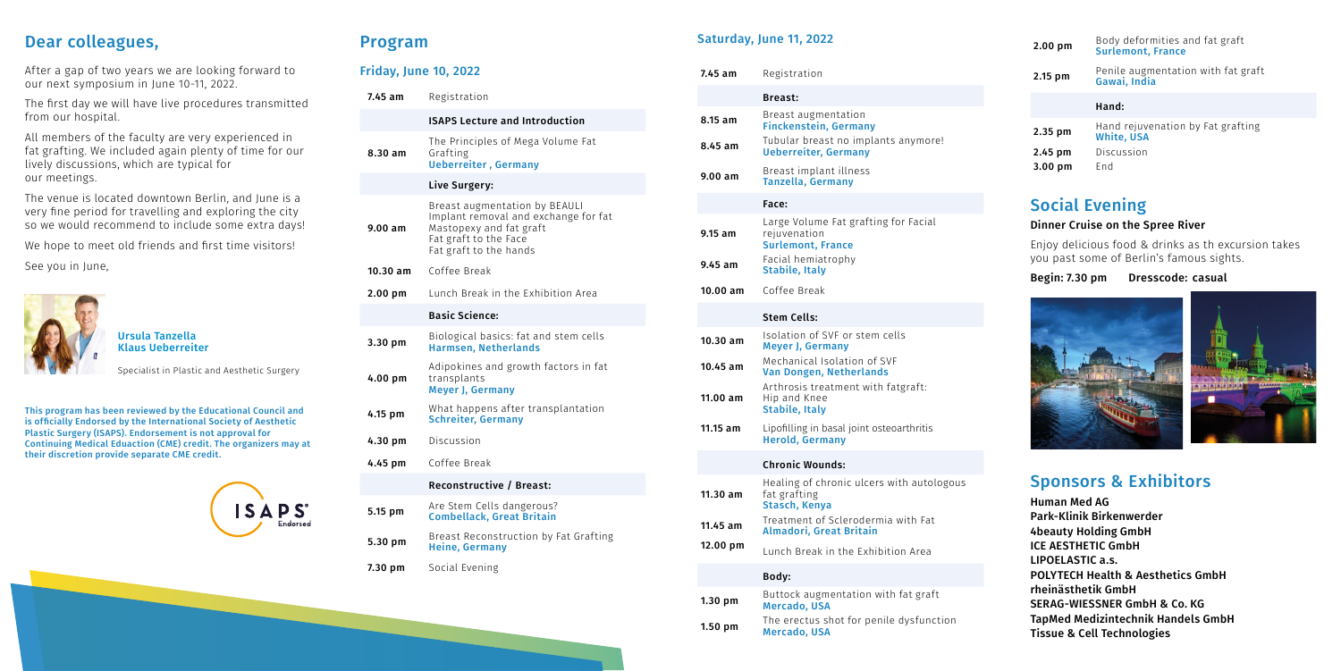## Dear colleagues,

After a gap of two years we are looking forward to our next symposium in June 10-11, 2022.

The first day we will have live procedures transmitted from our hospital.

All members of the faculty are very experienced in fat grafting. We included again plenty of time for our lively discussions, which are typical for our meetings.

The venue is located downtown Berlin, and June is a very fine period for travelling and exploring the city so we would recommend to include some extra days!

We hope to meet old friends and first time visitors!

See you in June,

**Ursula Tanzella**
**Klaus Ueberreiter**

Specialist in Plastic and Aesthetic Surgery

**This program has been reviewed by the Educational Council and is officially Endorsed by the International Society of Aesthetic Plastic Surgery (ISAPS). Endorsement is not approval for Continuing Medical Eduaction (CME) credit. The organizers may at their discretion provide separate CME credit.**

ISAPS Endorsed

## Program

### Friday, June 10, 2022

| | |
|---|---|
| 7.45 am | Registration |
| | **ISAPS Lecture and Introduction** |
| 8.30 am | The Principles of Mega Volume Fat Grafting<br>**Ueberreiter , Germany** |
| | **Live Surgery:** |
| 9.00 am | Breast augmentation by BEAULI<br>Implant removal and exchange for fat<br>Mastopexy and fat graft<br>Fat graft to the Face<br>Fat graft to the hands |
| 10.30 am | Coffee Break |
| 2.00 pm | Lunch Break in the Exhibition Area |
| | **Basic Science:** |
| 3.30 pm | Biological basics: fat and stem cells<br>**Harmsen, Netherlands** |
| 4.00 pm | Adipokines and growth factors in fat transplants<br>**Meyer J, Germany** |
| 4.15 pm | What happens after transplantation<br>**Schreiter, Germany** |
| 4.30 pm | Discussion |
| 4.45 pm | Coffee Break |
| | **Reconstructive / Breast:** |
| 5.15 pm | Are Stem Cells dangerous?<br>**Combellack, Great Britain** |
| 5.30 pm | Breast Reconstruction by Fat Grafting<br>**Heine, Germany** |
| 7.30 pm | Social Evening |

### Saturday, June 11, 2022

| | |
|---|---|
| 7.45 am | Registration |
| | **Breast:** |
| 8.15 am | Breast augmentation<br>**Finckenstein, Germany** |
| 8.45 am | Tubular breast no implants anymore!<br>**Ueberreiter, Germany** |
| 9.00 am | Breast implant illness<br>**Tanzella, Germany** |
| | **Face:** |
| 9.15 am | Large Volume Fat grafting for Facial rejuvenation<br>**Surlemont, France** |
| 9.45 am | Facial hemiatrophy<br>**Stabile, Italy** |
| 10.00 am | Coffee Break |
| | **Stem Cells:** |
| 10.30 am | Isolation of SVF or stem cells<br>**Meyer J, Germany** |
| 10.45 am | Mechanical Isolation of SVF<br>**Van Dongen, Netherlands** |
| 11.00 am | Arthrosis treatment with fatgraft: Hip and Knee<br>**Stabile, Italy** |
| 11.15 am | Lipofilling in basal joint osteoarthritis<br>**Herold, Germany** |
| | **Chronic Wounds:** |
| 11.30 am | Healing of chronic ulcers with autologous fat grafting<br>**Stasch, Kenya** |
| 11.45 am | Treatment of Sclerodermia with Fat<br>**Almadori, Great Britain** |
| 12.00 pm | Lunch Break in the Exhibition Area |
| | **Body:** |
| 1.30 pm | Buttock augmentation with fat graft<br>**Mercado, USA** |
| 1.50 pm | The erectus shot for penile dysfunction<br>**Mercado, USA** |
| 2.00 pm | Body deformities and fat graft<br>**Surlemont, France** |
| 2.15 pm | Penile augmentation with fat graft<br>**Gawai, India** |
| | **Hand:** |
| 2.35 pm | Hand rejuvenation by Fat grafting<br>**White, USA** |
| 2.45 pm | Discussion |
| 3.00 pm | End |

## Social Evening

### Dinner Cruise on the Spree River

Enjoy delicious food & drinks as th excursion takes you past some of Berlin's famous sights.

**Begin: 7.30 pm** **Dresscode: casual**

## Sponsors & Exhibitors

**Human Med AG**
**Park-Klinik Birkenwerder**
**4beauty Holding GmbH**
**ICE AESTHETIC GmbH**
**LIPOELASTIC a.s.**
**POLYTECH Health & Aesthetics GmbH**
**rheinästhetik GmbH**
**SERAG-WIESSNER GmbH & Co. KG**
**TapMed Medizintechnik Handels GmbH**
**Tissue & Cell Technologies**